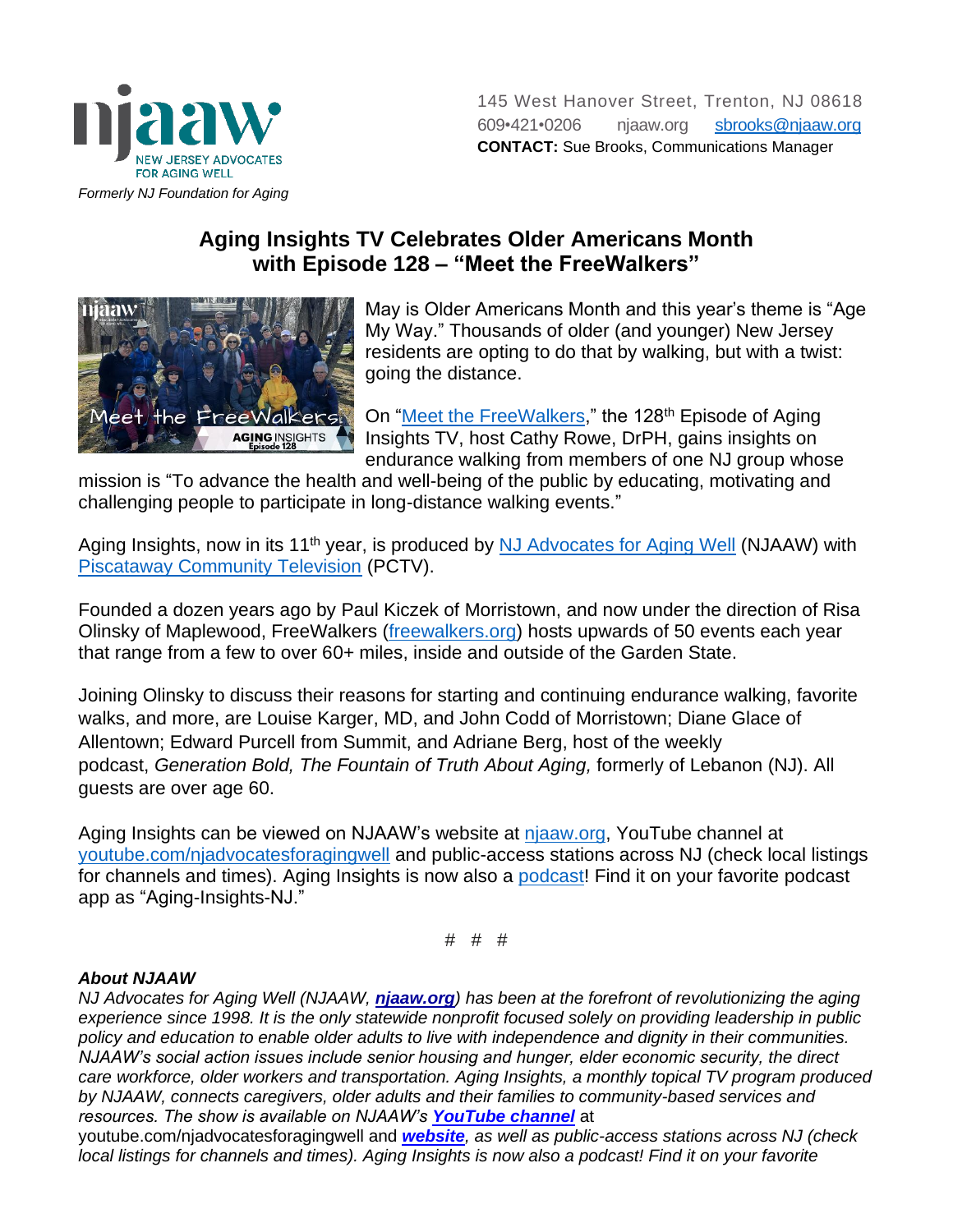NEW JERSEY ADVOCATES FOR AGING WELL

*Formerly NJ Foundation for Aging*

145 West Hanover Street, Trenton, NJ 08618
609•421•0206 njaaw.org sbrooks@njaaw.org
**CONTACT:** Sue Brooks, Communications Manager

# Aging Insights TV Celebrates Older Americans Month with Episode 128 – "Meet the FreeWalkers"

May is Older Americans Month and this year's theme is "Age My Way." Thousands of older (and younger) New Jersey residents are opting to do that by walking, but with a twist: going the distance.

On "Meet the FreeWalkers," the 128th Episode of Aging Insights TV, host Cathy Rowe, DrPH, gains insights on endurance walking from members of one NJ group whose mission is "To advance the health and well-being of the public by educating, motivating and challenging people to participate in long-distance walking events."

Aging Insights, now in its 11th year, is produced by NJ Advocates for Aging Well (NJAAW) with Piscataway Community Television (PCTV).

Founded a dozen years ago by Paul Kiczek of Morristown, and now under the direction of Risa Olinsky of Maplewood, FreeWalkers (freewalkers.org) hosts upwards of 50 events each year that range from a few to over 60+ miles, inside and outside of the Garden State.

Joining Olinsky to discuss their reasons for starting and continuing endurance walking, favorite walks, and more, are Louise Karger, MD, and John Codd of Morristown; Diane Glace of Allentown; Edward Purcell from Summit, and Adriane Berg, host of the weekly podcast, *Generation Bold, The Fountain of Truth About Aging,* formerly of Lebanon (NJ). All guests are over age 60.

Aging Insights can be viewed on NJAAW's website at njaaw.org, YouTube channel at youtube.com/njadvocatesforagingwell and public-access stations across NJ (check local listings for channels and times). Aging Insights is now also a podcast! Find it on your favorite podcast app as "Aging-Insights-NJ."

# # #

***About NJAAW***

*NJ Advocates for Aging Well (NJAAW, **njaaw.org**) has been at the forefront of revolutionizing the aging experience since 1998. It is the only statewide nonprofit focused solely on providing leadership in public policy and education to enable older adults to live with independence and dignity in their communities. NJAAW's social action issues include senior housing and hunger, elder economic security, the direct care workforce, older workers and transportation. Aging Insights, a monthly topical TV program produced by NJAAW, connects caregivers, older adults and their families to community-based services and resources. The show is available on NJAAW's **YouTube channel*** at youtube.com/njadvocatesforagingwell and ***website****, as well as public-access stations across NJ (check local listings for channels and times). Aging Insights is now also a podcast! Find it on your favorite*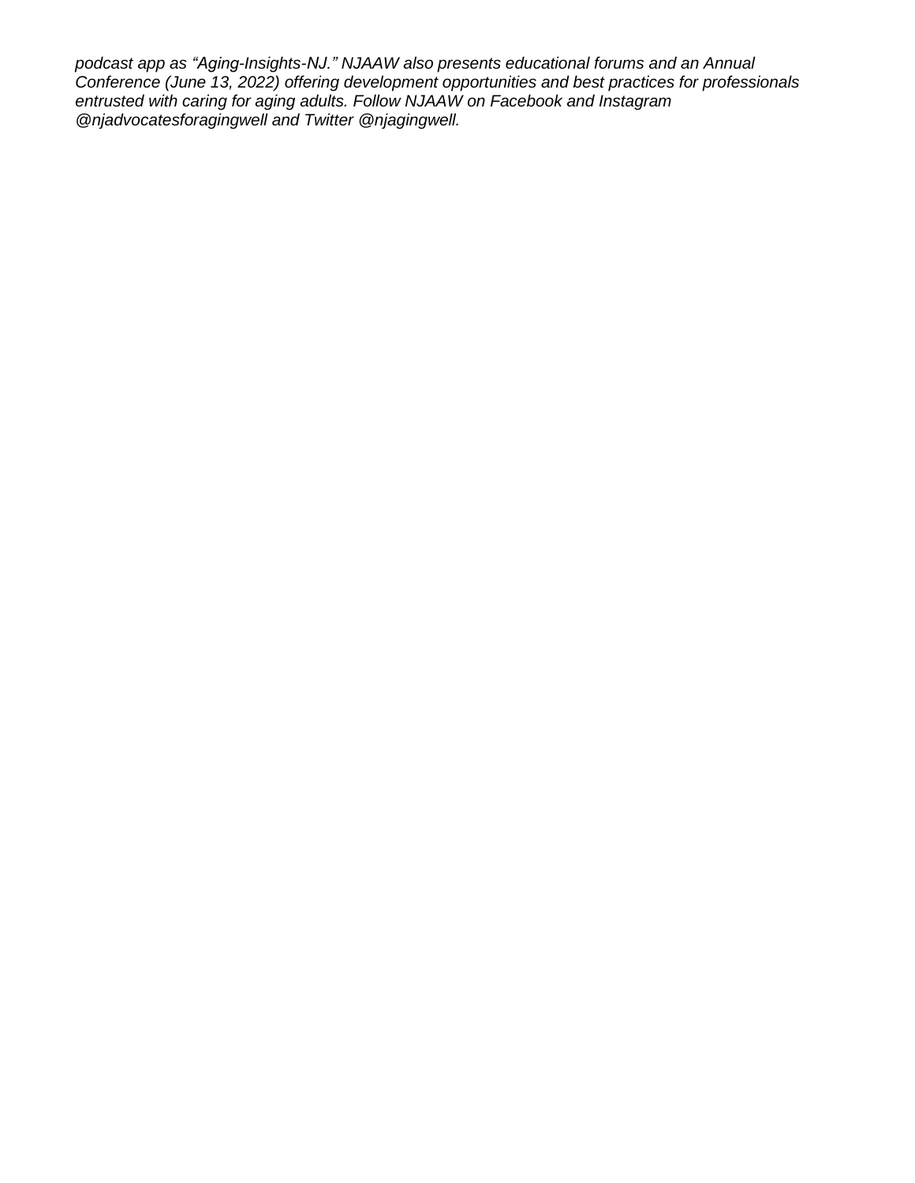*podcast app as “Aging-Insights-NJ.” NJAAW also presents educational forums and an Annual Conference (June 13, 2022) offering development opportunities and best practices for professionals entrusted with caring for aging adults. Follow NJAAW on Facebook and Instagram @njadvocatesforagingwell and Twitter @njagingwell.*